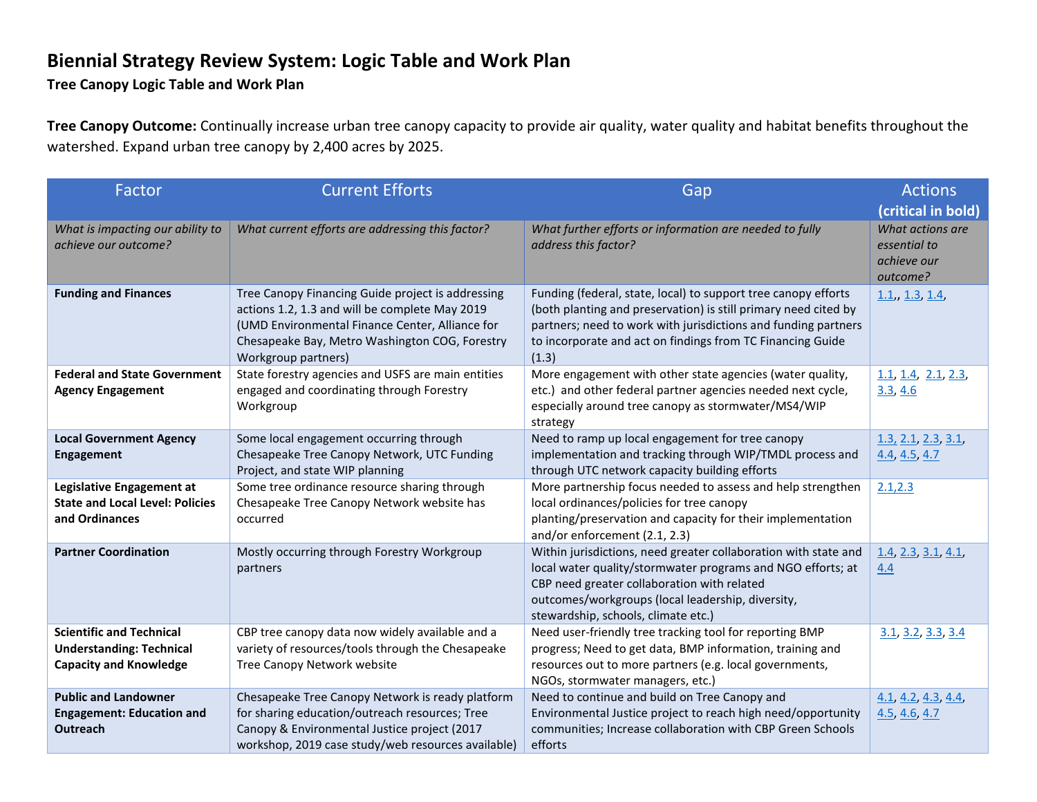# Biennial Strategy Review System: Logic Table and Work Plan

## Tree Canopy Logic Table and Work Plan

**Tree Canopy Outcome:** Continually increase urban tree canopy capacity to provide air quality, water quality and habitat benefits throughout the watershed. Expand urban tree canopy by 2,400 acres by 2025.

| Factor | Current Efforts | Gap | Actions (critical in bold) |
|---|---|---|---|
| *What is impacting our ability to achieve our outcome?* | *What current efforts are addressing this factor?* | *What further efforts or information are needed to fully address this factor?* | *What actions are essential to achieve our outcome?* |
| **Funding and Finances** | Tree Canopy Financing Guide project is addressing actions 1.2, 1.3 and will be complete May 2019 (UMD Environmental Finance Center, Alliance for Chesapeake Bay, Metro Washington COG, Forestry Workgroup partners) | Funding (federal, state, local) to support tree canopy efforts (both planting and preservation) is still primary need cited by partners; need to work with jurisdictions and funding partners to incorporate and act on findings from TC Financing Guide (1.3) | 1.1,, 1.3, 1.4, |
| **Federal and State Government Agency Engagement** | State forestry agencies and USFS are main entities engaged and coordinating through Forestry Workgroup | More engagement with other state agencies (water quality, etc.) and other federal partner agencies needed next cycle, especially around tree canopy as stormwater/MS4/WIP strategy | 1.1, 1.4, 2.1, 2.3, 3.3, 4.6 |
| **Local Government Agency Engagement** | Some local engagement occurring through Chesapeake Tree Canopy Network, UTC Funding Project, and state WIP planning | Need to ramp up local engagement for tree canopy implementation and tracking through WIP/TMDL process and through UTC network capacity building efforts | 1.3, 2.1, 2.3, 3.1, 4.4, 4.5, 4.7 |
| **Legislative Engagement at State and Local Level: Policies and Ordinances** | Some tree ordinance resource sharing through Chesapeake Tree Canopy Network website has occurred | More partnership focus needed to assess and help strengthen local ordinances/policies for tree canopy planting/preservation and capacity for their implementation and/or enforcement (2.1, 2.3) | 2.1,2.3 |
| **Partner Coordination** | Mostly occurring through Forestry Workgroup partners | Within jurisdictions, need greater collaboration with state and local water quality/stormwater programs and NGO efforts; at CBP need greater collaboration with related outcomes/workgroups (local leadership, diversity, stewardship, schools, climate etc.) | 1.4, 2.3, 3.1, 4.1, 4.4 |
| **Scientific and Technical Understanding: Technical Capacity and Knowledge** | CBP tree canopy data now widely available and a variety of resources/tools through the Chesapeake Tree Canopy Network website | Need user-friendly tree tracking tool for reporting BMP progress; Need to get data, BMP information, training and resources out to more partners (e.g. local governments, NGOs, stormwater managers, etc.) | 3.1, 3.2, 3.3, 3.4 |
| **Public and Landowner Engagement: Education and Outreach** | Chesapeake Tree Canopy Network is ready platform for sharing education/outreach resources; Tree Canopy & Environmental Justice project (2017 workshop, 2019 case study/web resources available) | Need to continue and build on Tree Canopy and Environmental Justice project to reach high need/opportunity communities; Increase collaboration with CBP Green Schools efforts | 4.1, 4.2, 4.3, 4.4, 4.5, 4.6, 4.7 |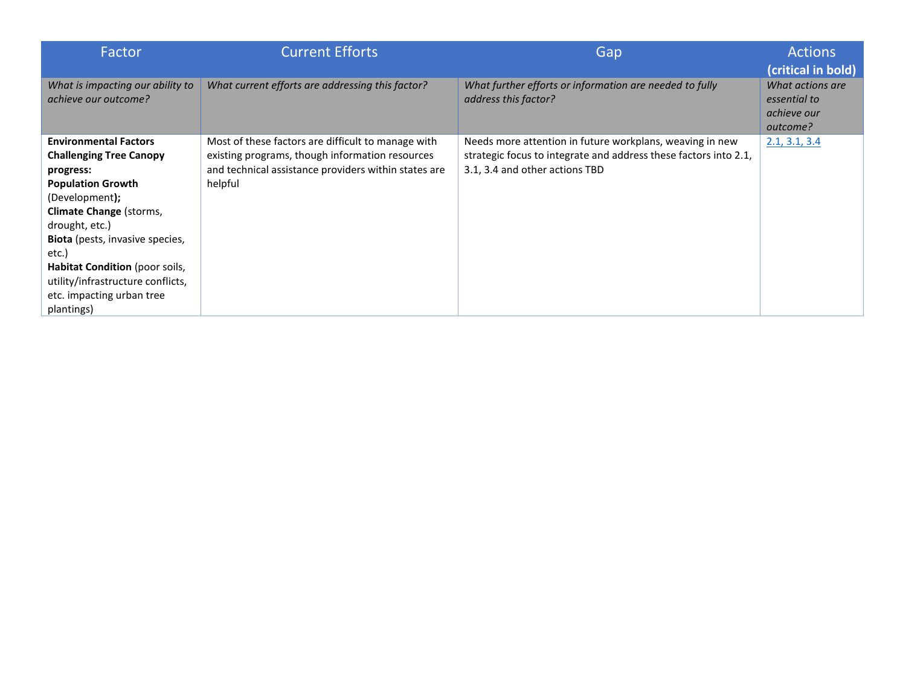| Factor | Current Efforts | Gap | Actions **(critical in bold)** |
|---|---|---|---|
| *What is impacting our ability to achieve our outcome?* | *What current efforts are addressing this factor?* | *What further efforts or information are needed to fully address this factor?* | *What actions are essential to achieve our outcome?* |
| **Environmental Factors Challenging Tree Canopy progress:** **Population Growth** (Development)**;** **Climate Change** (storms, drought, etc.) **Biota** (pests, invasive species, etc.) **Habitat Condition** (poor soils, utility/infrastructure conflicts, etc. impacting urban tree plantings) | Most of these factors are difficult to manage with existing programs, though information resources and technical assistance providers within states are helpful | Needs more attention in future workplans, weaving in new strategic focus to integrate and address these factors into 2.1, 3.1, 3.4 and other actions TBD | 2.1, 3.1, 3.4 |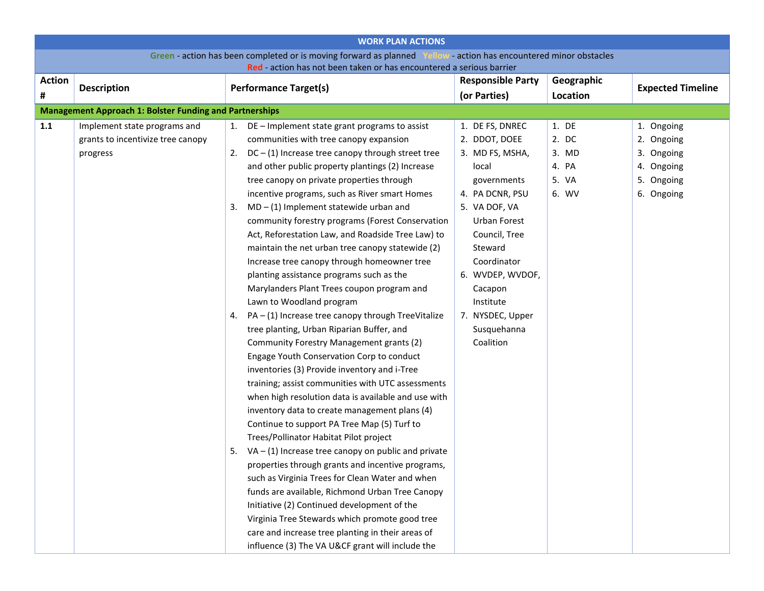| WORK PLAN ACTIONS | | | | | |
|---|---|---|---|---|---|
| **Green** - action has been completed or is moving forward as planned **Yellow** - action has encountered minor obstacles **Red** - action has not been taken or has encountered a serious barrier | | | | | |
| **Action #** | **Description** | **Performance Target(s)** | **Responsible Party (or Parties)** | **Geographic Location** | **Expected Timeline** |
| **Management Approach 1: Bolster Funding and Partnerships** | | | | | |
| **1.1** | Implement state programs and grants to incentivize tree canopy progress | 1. DE – Implement state grant programs to assist communities with tree canopy expansion<br>2. DC – (1) Increase tree canopy through street tree and other public property plantings (2) Increase tree canopy on private properties through incentive programs, such as River smart Homes<br>3. MD – (1) Implement statewide urban and community forestry programs (Forest Conservation Act, Reforestation Law, and Roadside Tree Law) to maintain the net urban tree canopy statewide (2) Increase tree canopy through homeowner tree planting assistance programs such as the Marylanders Plant Trees coupon program and Lawn to Woodland program<br>4. PA – (1) Increase tree canopy through TreeVitalize tree planting, Urban Riparian Buffer, and Community Forestry Management grants (2) Engage Youth Conservation Corp to conduct inventories (3) Provide inventory and i-Tree training; assist communities with UTC assessments when high resolution data is available and use with inventory data to create management plans (4) Continue to support PA Tree Map (5) Turf to Trees/Pollinator Habitat Pilot project<br>5. VA – (1) Increase tree canopy on public and private properties through grants and incentive programs, such as Virginia Trees for Clean Water and when funds are available, Richmond Urban Tree Canopy Initiative (2) Continued development of the Virginia Tree Stewards which promote good tree care and increase tree planting in their areas of influence (3) The VA U&CF grant will include the | 1. DE FS, DNREC<br>2. DDOT, DOEE<br>3. MD FS, MSHA, local governments<br>4. PA DCNR, PSU<br>5. VA DOF, VA Urban Forest Council, Tree Steward Coordinator<br>6. WVDEP, WVDOF, Cacapon Institute<br>7. NYSDEC, Upper Susquehanna Coalition | 1. DE<br>2. DC<br>3. MD<br>4. PA<br>5. VA<br>6. WV | 1. Ongoing<br>2. Ongoing<br>3. Ongoing<br>4. Ongoing<br>5. Ongoing<br>6. Ongoing |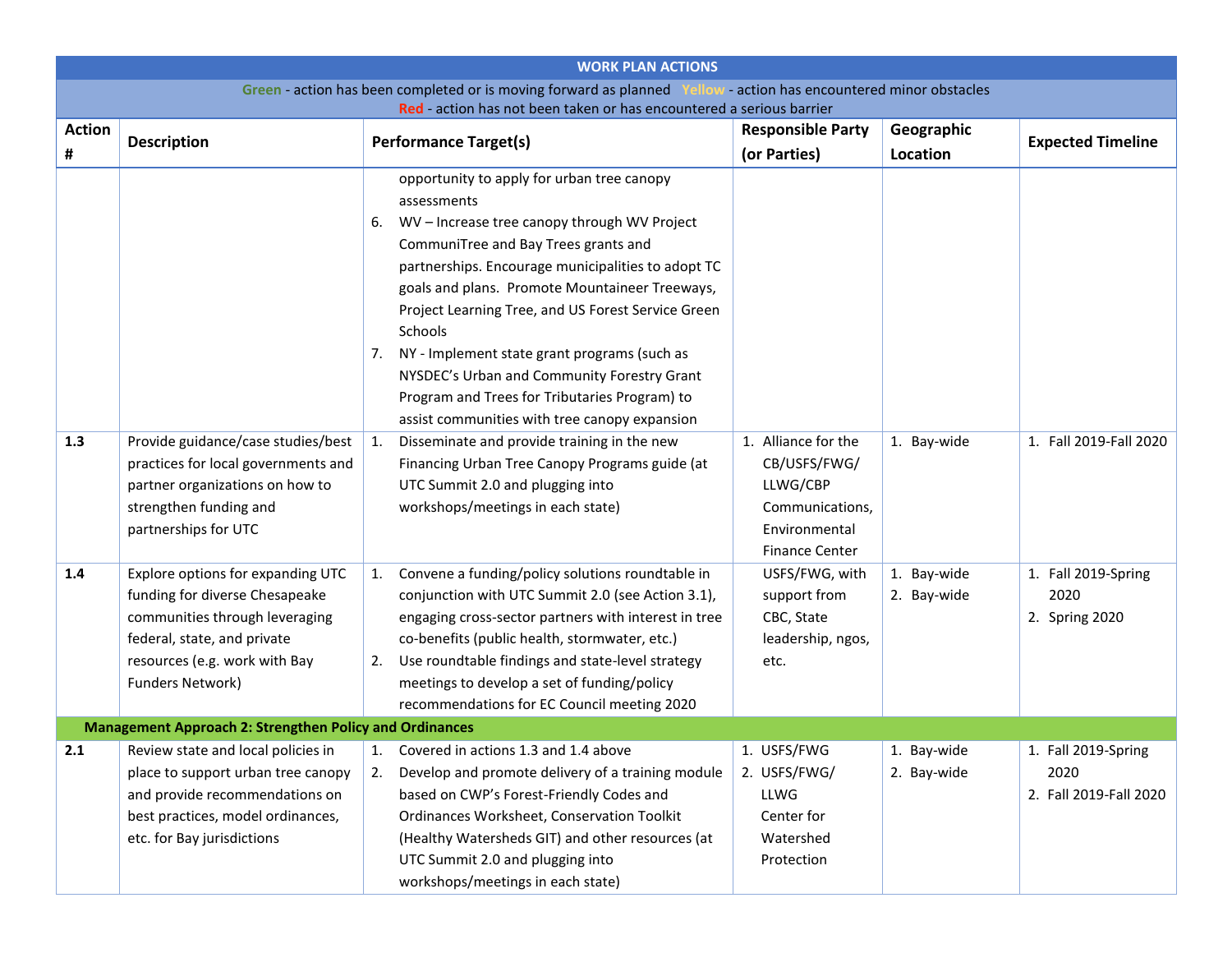| WORK PLAN ACTIONS | | | | | |
|---|---|---|---|---|---|
| **Green** - action has been completed or is moving forward as planned **Yellow** - action has encountered minor obstacles **Red** - action has not been taken or has encountered a serious barrier | | | | | |
| **Action #** | **Description** | **Performance Target(s)** | **Responsible Party (or Parties)** | **Geographic Location** | **Expected Timeline** |
| | | opportunity to apply for urban tree canopy assessments<br>6. WV – Increase tree canopy through WV Project CommuniTree and Bay Trees grants and partnerships. Encourage municipalities to adopt TC goals and plans. Promote Mountaineer Treeways, Project Learning Tree, and US Forest Service Green Schools<br>7. NY - Implement state grant programs (such as NYSDEC's Urban and Community Forestry Grant Program and Trees for Tributaries Program) to assist communities with tree canopy expansion | | | |
| **1.3** | Provide guidance/case studies/best practices for local governments and partner organizations on how to strengthen funding and partnerships for UTC | 1. Disseminate and provide training in the new Financing Urban Tree Canopy Programs guide (at UTC Summit 2.0 and plugging into workshops/meetings in each state) | 1. Alliance for the CB/USFS/FWG/ LLWG/CBP Communications, Environmental Finance Center | 1. Bay-wide | 1. Fall 2019-Fall 2020 |
| **1.4** | Explore options for expanding UTC funding for diverse Chesapeake communities through leveraging federal, state, and private resources (e.g. work with Bay Funders Network) | 1. Convene a funding/policy solutions roundtable in conjunction with UTC Summit 2.0 (see Action 3.1), engaging cross-sector partners with interest in tree co-benefits (public health, stormwater, etc.)<br>2. Use roundtable findings and state-level strategy meetings to develop a set of funding/policy recommendations for EC Council meeting 2020 | USFS/FWG, with support from CBC, State leadership, ngos, etc. | 1. Bay-wide<br>2. Bay-wide | 1. Fall 2019-Spring 2020<br>2. Spring 2020 |
| **Management Approach 2: Strengthen Policy and Ordinances** | | | | | |
| **2.1** | Review state and local policies in place to support urban tree canopy and provide recommendations on best practices, model ordinances, etc. for Bay jurisdictions | 1. Covered in actions 1.3 and 1.4 above<br>2. Develop and promote delivery of a training module based on CWP's Forest-Friendly Codes and Ordinances Worksheet, Conservation Toolkit (Healthy Watersheds GIT) and other resources (at UTC Summit 2.0 and plugging into workshops/meetings in each state) | 1. USFS/FWG<br>2. USFS/FWG/ LLWG Center for Watershed Protection | 1. Bay-wide<br>2. Bay-wide | 1. Fall 2019-Spring 2020<br>2. Fall 2019-Fall 2020 |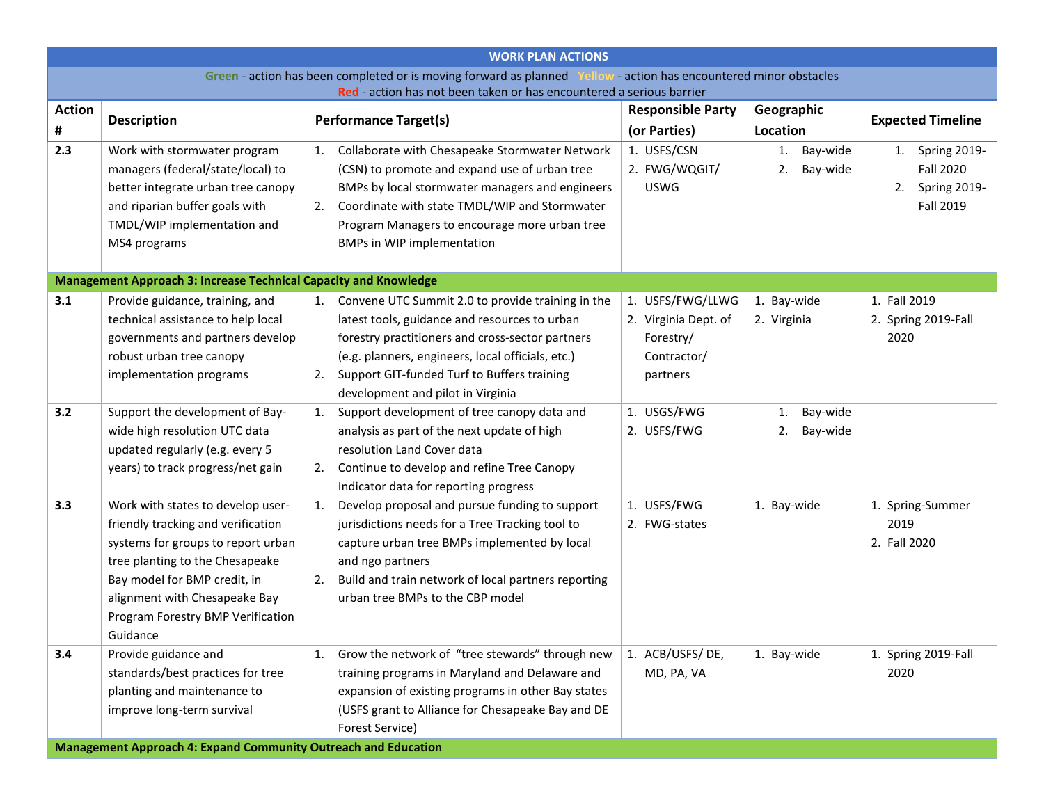| WORK PLAN ACTIONS | | | | | |
|---|---|---|---|---|---|
| **Green** - action has been completed or is moving forward as planned **Yellow** - action has encountered minor obstacles **Red** - action has not been taken or has encountered a serious barrier | | | | | |
| **Action #** | **Description** | **Performance Target(s)** | **Responsible Party (or Parties)** | **Geographic Location** | **Expected Timeline** |
| **2.3** | Work with stormwater program managers (federal/state/local) to better integrate urban tree canopy and riparian buffer goals with TMDL/WIP implementation and MS4 programs | 1. Collaborate with Chesapeake Stormwater Network (CSN) to promote and expand use of urban tree BMPs by local stormwater managers and engineers<br>2. Coordinate with state TMDL/WIP and Stormwater Program Managers to encourage more urban tree BMPs in WIP implementation | 1. USFS/CSN<br>2. FWG/WQGIT/ USWG | 1. Bay-wide<br>2. Bay-wide | 1. Spring 2019-Fall 2020<br>2. Spring 2019-Fall 2019 |
| **Management Approach 3: Increase Technical Capacity and Knowledge** | | | | | |
| **3.1** | Provide guidance, training, and technical assistance to help local governments and partners develop robust urban tree canopy implementation programs | 1. Convene UTC Summit 2.0 to provide training in the latest tools, guidance and resources to urban forestry practitioners and cross-sector partners (e.g. planners, engineers, local officials, etc.)<br>2. Support GIT-funded Turf to Buffers training development and pilot in Virginia | 1. USFS/FWG/LLWG<br>2. Virginia Dept. of Forestry/ Contractor/ partners | 1. Bay-wide<br>2. Virginia | 1. Fall 2019<br>2. Spring 2019-Fall 2020 |
| **3.2** | Support the development of Bay-wide high resolution UTC data updated regularly (e.g. every 5 years) to track progress/net gain | 1. Support development of tree canopy data and analysis as part of the next update of high resolution Land Cover data<br>2. Continue to develop and refine Tree Canopy Indicator data for reporting progress | 1. USGS/FWG<br>2. USFS/FWG | 1. Bay-wide<br>2. Bay-wide | |
| **3.3** | Work with states to develop user-friendly tracking and verification systems for groups to report urban tree planting to the Chesapeake Bay model for BMP credit, in alignment with Chesapeake Bay Program Forestry BMP Verification Guidance | 1. Develop proposal and pursue funding to support jurisdictions needs for a Tree Tracking tool to capture urban tree BMPs implemented by local and ngo partners<br>2. Build and train network of local partners reporting urban tree BMPs to the CBP model | 1. USFS/FWG<br>2. FWG-states | 1. Bay-wide | 1. Spring-Summer 2019<br>2. Fall 2020 |
| **3.4** | Provide guidance and standards/best practices for tree planting and maintenance to improve long-term survival | 1. Grow the network of "tree stewards" through new training programs in Maryland and Delaware and expansion of existing programs in other Bay states (USFS grant to Alliance for Chesapeake Bay and DE Forest Service) | 1. ACB/USFS/ DE, MD, PA, VA | 1. Bay-wide | 1. Spring 2019-Fall 2020 |
| **Management Approach 4: Expand Community Outreach and Education** | | | | | |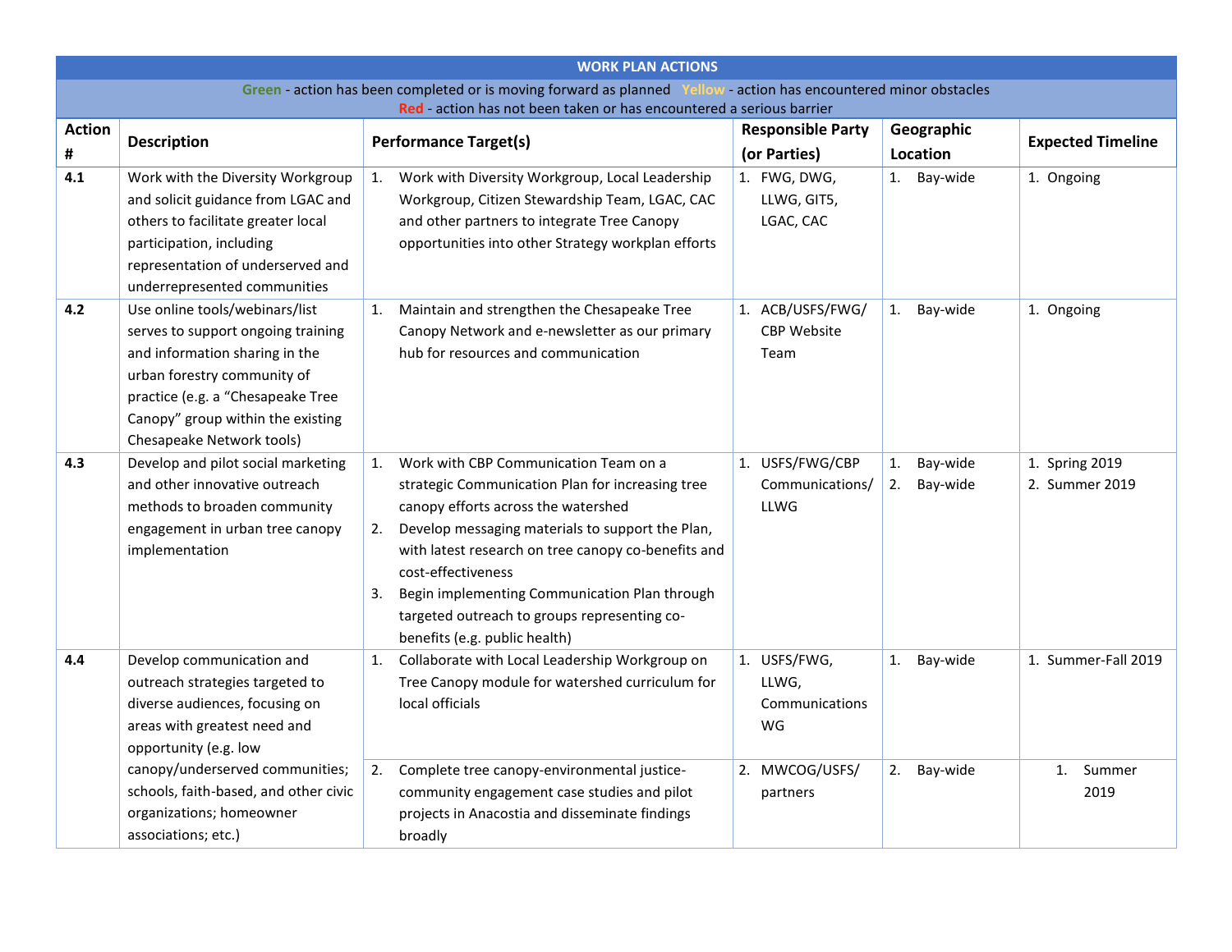| WORK PLAN ACTIONS | | | | | |
|---|---|---|---|---|---|
| **Green** - action has been completed or is moving forward as planned **Yellow** - action has encountered minor obstacles **Red** - action has not been taken or has encountered a serious barrier | | | | | |
| **Action #** | **Description** | **Performance Target(s)** | **Responsible Party (or Parties)** | **Geographic Location** | **Expected Timeline** |
| **4.1** | Work with the Diversity Workgroup and solicit guidance from LGAC and others to facilitate greater local participation, including representation of underserved and underrepresented communities | 1. Work with Diversity Workgroup, Local Leadership Workgroup, Citizen Stewardship Team, LGAC, CAC and other partners to integrate Tree Canopy opportunities into other Strategy workplan efforts | 1. FWG, DWG, LLWG, GIT5, LGAC, CAC | 1. Bay-wide | 1. Ongoing |
| **4.2** | Use online tools/webinars/list serves to support ongoing training and information sharing in the urban forestry community of practice (e.g. a "Chesapeake Tree Canopy" group within the existing Chesapeake Network tools) | 1. Maintain and strengthen the Chesapeake Tree Canopy Network and e-newsletter as our primary hub for resources and communication | 1. ACB/USFS/FWG/ CBP Website Team | 1. Bay-wide | 1. Ongoing |
| **4.3** | Develop and pilot social marketing and other innovative outreach methods to broaden community engagement in urban tree canopy implementation | 1. Work with CBP Communication Team on a strategic Communication Plan for increasing tree canopy efforts across the watershed<br>2. Develop messaging materials to support the Plan, with latest research on tree canopy co-benefits and cost-effectiveness<br>3. Begin implementing Communication Plan through targeted outreach to groups representing co-benefits (e.g. public health) | 1. USFS/FWG/CBP Communications/ LLWG | 1. Bay-wide<br>2. Bay-wide | 1. Spring 2019<br>2. Summer 2019 |
| **4.4** | Develop communication and outreach strategies targeted to diverse audiences, focusing on areas with greatest need and opportunity (e.g. low canopy/underserved communities; schools, faith-based, and other civic organizations; homeowner associations; etc.) | 1. Collaborate with Local Leadership Workgroup on Tree Canopy module for watershed curriculum for local officials | 1. USFS/FWG, LLWG, Communications WG | 1. Bay-wide | 1. Summer-Fall 2019 |
| | | 2. Complete tree canopy-environmental justice-community engagement case studies and pilot projects in Anacostia and disseminate findings broadly | 2. MWCOG/USFS/ partners | 2. Bay-wide | 1. Summer 2019 |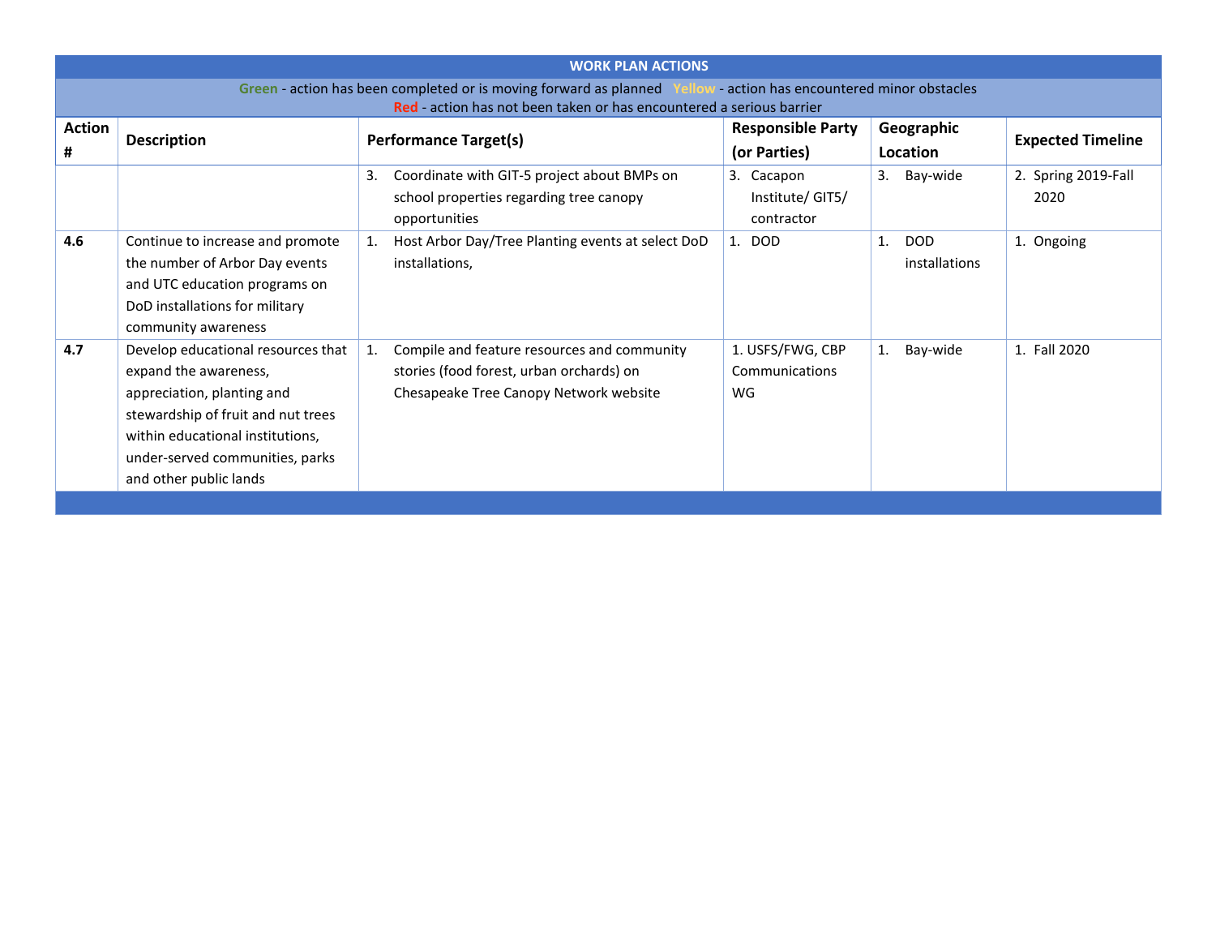| WORK PLAN ACTIONS | | | | | |
|---|---|---|---|---|---|
| Green - action has been completed or is moving forward as planned Yellow - action has encountered minor obstacles Red - action has not been taken or has encountered a serious barrier | | | | | |
| **Action #** | **Description** | **Performance Target(s)** | **Responsible Party (or Parties)** | **Geographic Location** | **Expected Timeline** |
| | | 3. Coordinate with GIT-5 project about BMPs on school properties regarding tree canopy opportunities | 3. Cacapon Institute/ GIT5/ contractor | 3. Bay-wide | 2. Spring 2019-Fall 2020 |
| **4.6** | Continue to increase and promote the number of Arbor Day events and UTC education programs on DoD installations for military community awareness | 1. Host Arbor Day/Tree Planting events at select DoD installations, | 1. DOD | 1. DOD installations | 1. Ongoing |
| **4.7** | Develop educational resources that expand the awareness, appreciation, planting and stewardship of fruit and nut trees within educational institutions, under-served communities, parks and other public lands | 1. Compile and feature resources and community stories (food forest, urban orchards) on Chesapeake Tree Canopy Network website | 1. USFS/FWG, CBP Communications WG | 1. Bay-wide | 1. Fall 2020 |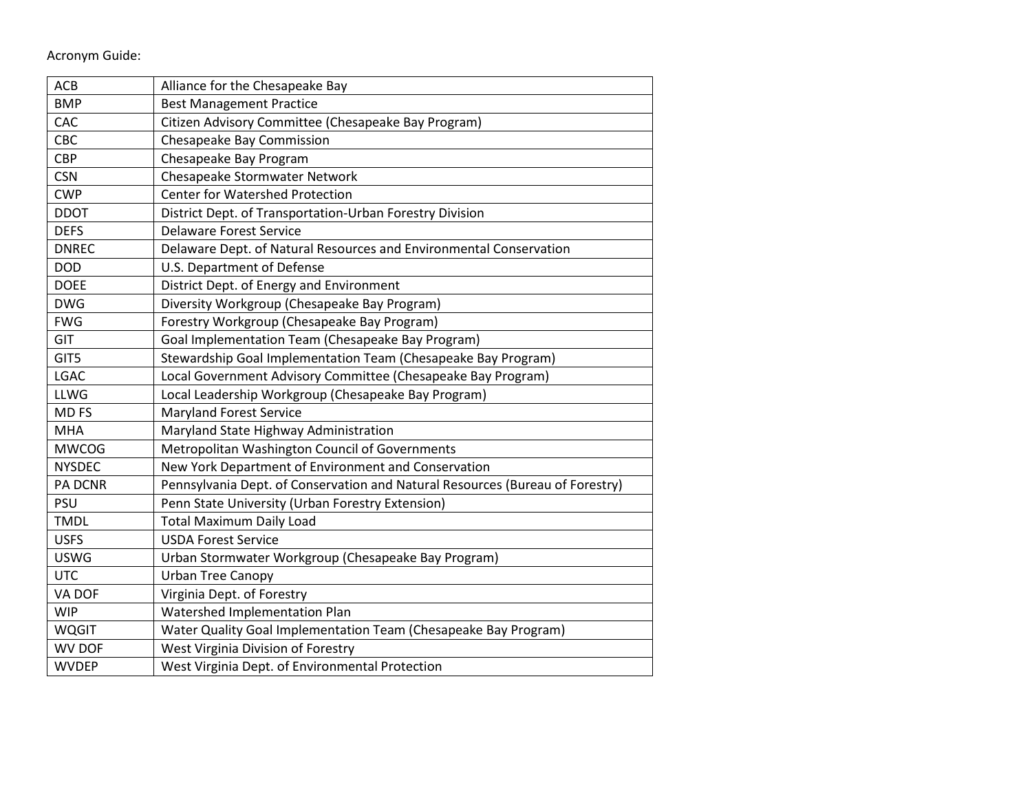Acronym Guide:

| | |
|---|---|
| ACB | Alliance for the Chesapeake Bay |
| BMP | Best Management Practice |
| CAC | Citizen Advisory Committee (Chesapeake Bay Program) |
| CBC | Chesapeake Bay Commission |
| CBP | Chesapeake Bay Program |
| CSN | Chesapeake Stormwater Network |
| CWP | Center for Watershed Protection |
| DDOT | District Dept. of Transportation-Urban Forestry Division |
| DEFS | Delaware Forest Service |
| DNREC | Delaware Dept. of Natural Resources and Environmental Conservation |
| DOD | U.S. Department of Defense |
| DOEE | District Dept. of Energy and Environment |
| DWG | Diversity Workgroup (Chesapeake Bay Program) |
| FWG | Forestry Workgroup (Chesapeake Bay Program) |
| GIT | Goal Implementation Team (Chesapeake Bay Program) |
| GIT5 | Stewardship Goal Implementation Team (Chesapeake Bay Program) |
| LGAC | Local Government Advisory Committee (Chesapeake Bay Program) |
| LLWG | Local Leadership Workgroup (Chesapeake Bay Program) |
| MD FS | Maryland Forest Service |
| MHA | Maryland State Highway Administration |
| MWCOG | Metropolitan Washington Council of Governments |
| NYSDEC | New York Department of Environment and Conservation |
| PA DCNR | Pennsylvania Dept. of Conservation and Natural Resources (Bureau of Forestry) |
| PSU | Penn State University (Urban Forestry Extension) |
| TMDL | Total Maximum Daily Load |
| USFS | USDA Forest Service |
| USWG | Urban Stormwater Workgroup (Chesapeake Bay Program) |
| UTC | Urban Tree Canopy |
| VA DOF | Virginia Dept. of Forestry |
| WIP | Watershed Implementation Plan |
| WQGIT | Water Quality Goal Implementation Team (Chesapeake Bay Program) |
| WV DOF | West Virginia Division of Forestry |
| WVDEP | West Virginia Dept. of Environmental Protection |